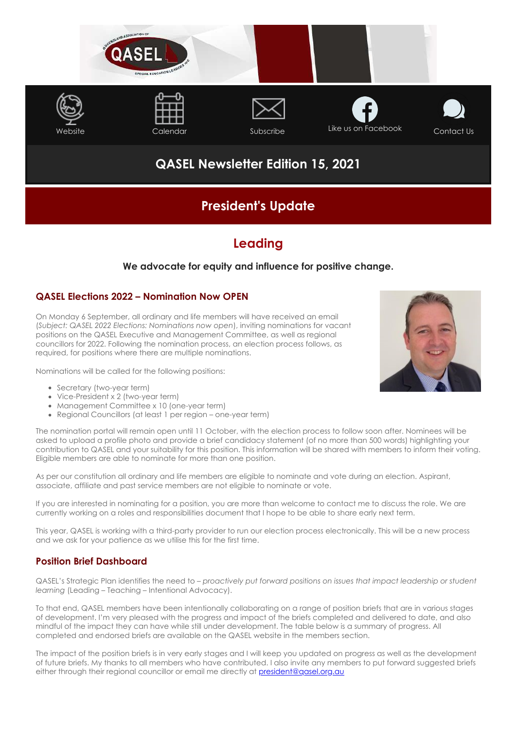Website Calendar Subscribe Like us on Facebook Contact Us

# QASEL Newsletter Edition 15, 2021

## President's Update

## Leading

**We advocate for equity and influence for positive change.**

### QASEL Elections 2022 – Nomination Now OPEN

On Monday 6 September, all ordinary and life members will have received an email (*Subject: QASEL 2022 Elections: Nominations now open*), inviting nominations for vacant positions on the QASEL Executive and Management Committee, as well as regional councillors for 2022. Following the nomination process, an election process follows, as required, for positions where there are multiple nominations.

Nominations will be called for the following positions:

- Secretary (two-year term)
- Vice-President x 2 (two-year term)
- Management Committee x 10 (one-year term)
- Regional Councillors (at least 1 per region – one-year term)

The nomination portal will remain open until 11 October, with the election process to follow soon after. Nominees will be asked to upload a profile photo and provide a brief candidacy statement (of no more than 500 words) highlighting your contribution to QASEL and your suitability for this position. This information will be shared with members to inform their voting. Eligible members are able to nominate for more than one position.

As per our constitution all ordinary and life members are eligible to nominate and vote during an election. Aspirant, associate, affiliate and past service members are not eligible to nominate or vote.

If you are interested in nominating for a position, you are more than welcome to contact me to discuss the role. We are currently working on a roles and responsibilities document that I hope to be able to share early next term.

This year, QASEL is working with a third-party provider to run our election process electronically. This will be a new process and we ask for your patience as we utilise this for the first time.

### Position Brief Dashboard

QASEL's Strategic Plan identifies the need to – *proactively put forward positions on issues that impact leadership or student learning* (Leading – Teaching – Intentional Advocacy).

To that end, QASEL members have been intentionally collaborating on a range of position briefs that are in various stages of development. I'm very pleased with the progress and impact of the briefs completed and delivered to date, and also mindful of the impact they can have while still under development. The table below is a summary of progress. All completed and endorsed briefs are available on the QASEL website in the members section.

The impact of the position briefs is in very early stages and I will keep you updated on progress as well as the development of future briefs. My thanks to all members who have contributed. I also invite any members to put forward suggested briefs either through their regional councillor or email me directly at president@qasel.org.au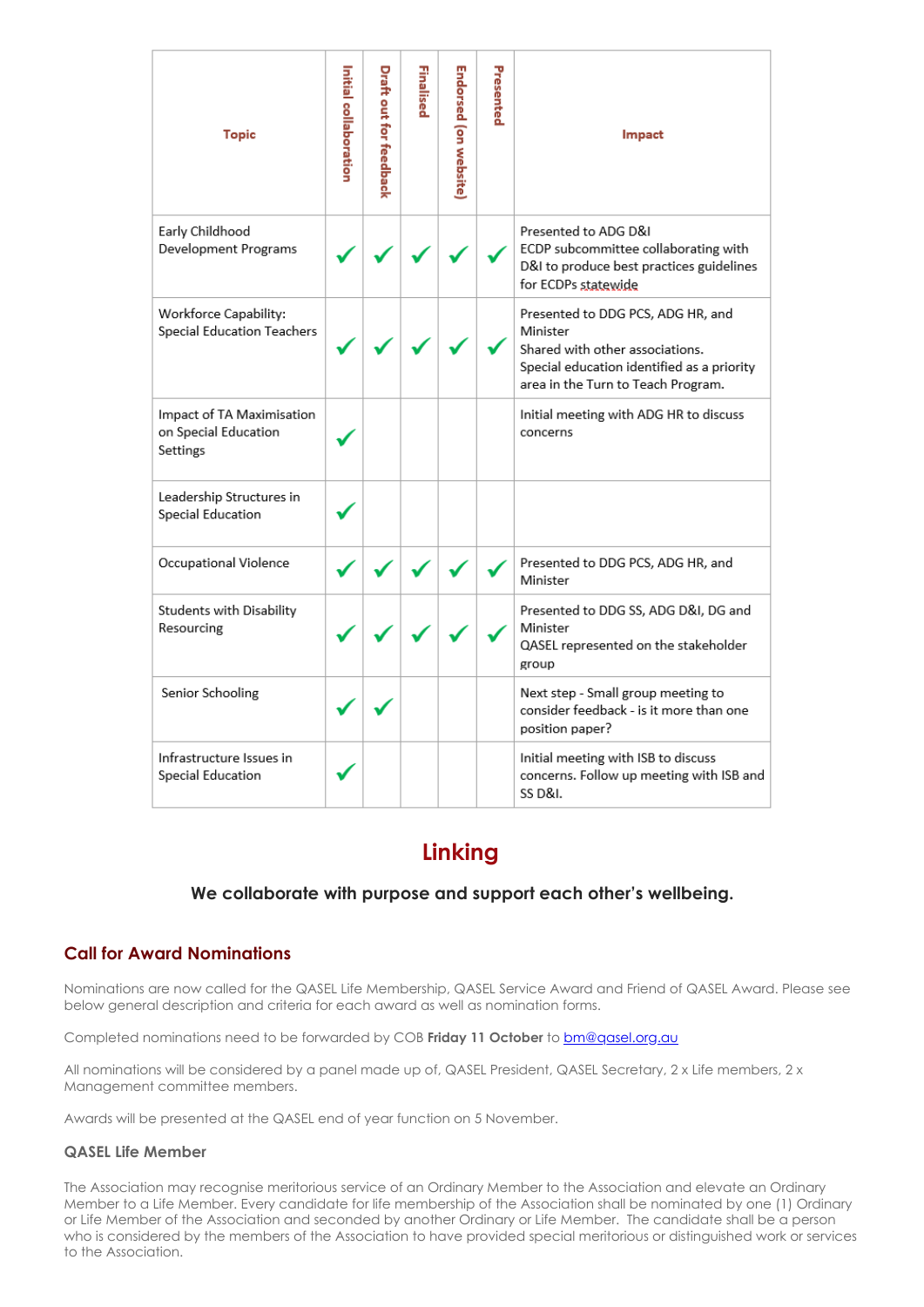| Topic | Initial collaboration | Draft out for feedback | Finalised | Endorsed (on website) | Presented | Impact |
|---|---|---|---|---|---|---|
| Early Childhood Development Programs | ✓ | ✓ | ✓ | ✓ | ✓ | Presented to ADG D&I<br>ECDP subcommittee collaborating with D&I to produce best practices guidelines for ECDPs statewide |
| Workforce Capability: Special Education Teachers | ✓ | ✓ | ✓ | ✓ | ✓ | Presented to DDG PCS, ADG HR, and Minister<br>Shared with other associations.<br>Special education identified as a priority area in the Turn to Teach Program. |
| Impact of TA Maximisation on Special Education Settings | ✓ | | | | | Initial meeting with ADG HR to discuss concerns |
| Leadership Structures in Special Education | ✓ | | | | | |
| Occupational Violence | ✓ | ✓ | ✓ | ✓ | ✓ | Presented to DDG PCS, ADG HR, and Minister |
| Students with Disability Resourcing | ✓ | ✓ | ✓ | ✓ | ✓ | Presented to DDG SS, ADG D&I, DG and Minister<br>QASEL represented on the stakeholder group |
| Senior Schooling | ✓ | ✓ | | | | Next step - Small group meeting to consider feedback - is it more than one position paper? |
| Infrastructure Issues in Special Education | ✓ | | | | | Initial meeting with ISB to discuss concerns. Follow up meeting with ISB and SS D&I. |

# Linking

**We collaborate with purpose and support each other's wellbeing.**

## Call for Award Nominations

Nominations are now called for the QASEL Life Membership, QASEL Service Award and Friend of QASEL Award. Please see below general description and criteria for each award as well as nomination forms.

Completed nominations need to be forwarded by COB **Friday 11 October** to bm@qasel.org.au

All nominations will be considered by a panel made up of, QASEL President, QASEL Secretary, 2 x Life members, 2 x Management committee members.

Awards will be presented at the QASEL end of year function on 5 November.

### QASEL Life Member

The Association may recognise meritorious service of an Ordinary Member to the Association and elevate an Ordinary Member to a Life Member. Every candidate for life membership of the Association shall be nominated by one (1) Ordinary or Life Member of the Association and seconded by another Ordinary or Life Member. The candidate shall be a person who is considered by the members of the Association to have provided special meritorious or distinguished work or services to the Association.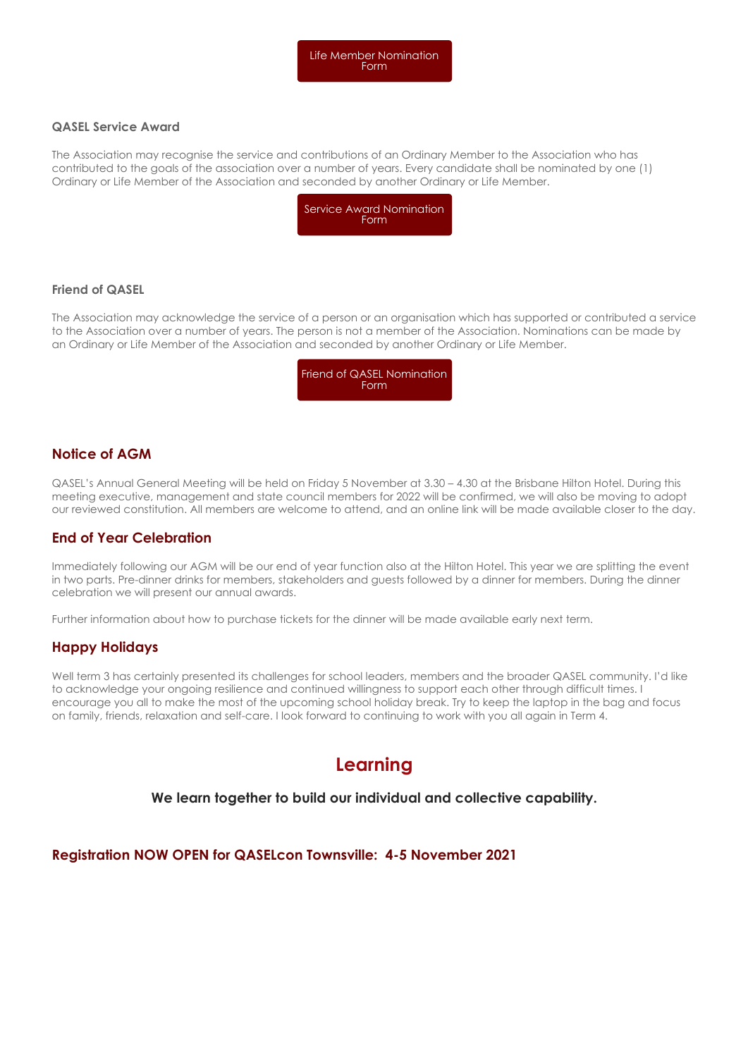Life Member Nomination Form

### QASEL Service Award

The Association may recognise the service and contributions of an Ordinary Member to the Association who has contributed to the goals of the association over a number of years. Every candidate shall be nominated by one (1) Ordinary or Life Member of the Association and seconded by another Ordinary or Life Member.

Service Award Nomination Form

### Friend of QASEL

The Association may acknowledge the service of a person or an organisation which has supported or contributed a service to the Association over a number of years. The person is not a member of the Association. Nominations can be made by an Ordinary or Life Member of the Association and seconded by another Ordinary or Life Member.

Friend of QASEL Nomination Form

## Notice of AGM

QASEL's Annual General Meeting will be held on Friday 5 November at 3.30 – 4.30 at the Brisbane Hilton Hotel. During this meeting executive, management and state council members for 2022 will be confirmed, we will also be moving to adopt our reviewed constitution. All members are welcome to attend, and an online link will be made available closer to the day.

## End of Year Celebration

Immediately following our AGM will be our end of year function also at the Hilton Hotel. This year we are splitting the event in two parts. Pre-dinner drinks for members, stakeholders and guests followed by a dinner for members. During the dinner celebration we will present our annual awards.

Further information about how to purchase tickets for the dinner will be made available early next term.

## Happy Holidays

Well term 3 has certainly presented its challenges for school leaders, members and the broader QASEL community. I'd like to acknowledge your ongoing resilience and continued willingness to support each other through difficult times. I encourage you all to make the most of the upcoming school holiday break. Try to keep the laptop in the bag and focus on family, friends, relaxation and self-care. I look forward to continuing to work with you all again in Term 4.

# Learning

**We learn together to build our individual and collective capability.**

## Registration NOW OPEN for QASELcon Townsville: 4-5 November 2021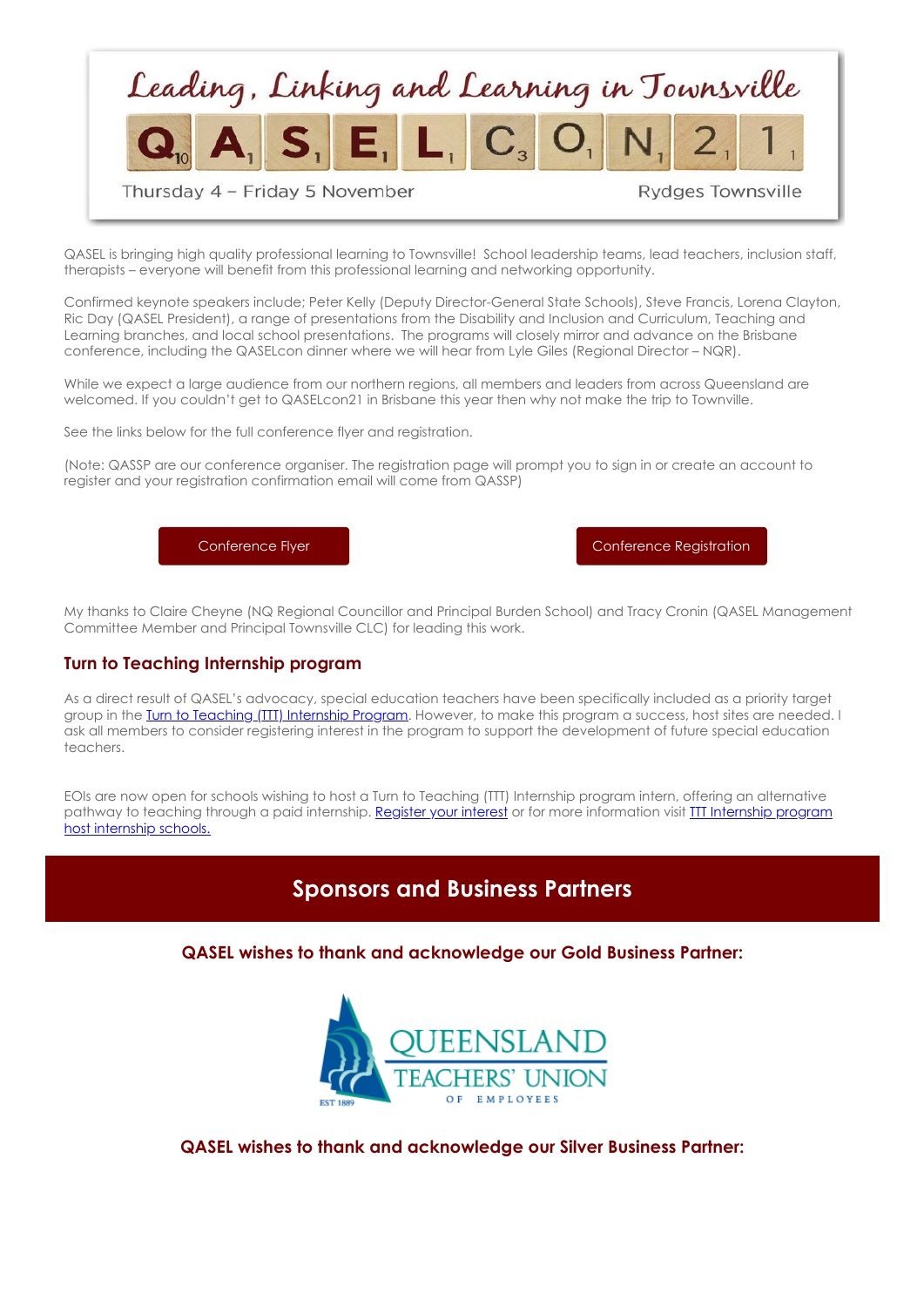Leading, Linking and Learning in Townsville

QASELCON21

Thursday 4 – Friday 5 November Rydges Townsville

QASEL is bringing high quality professional learning to Townsville! School leadership teams, lead teachers, inclusion staff, therapists – everyone will benefit from this professional learning and networking opportunity.

Confirmed keynote speakers include; Peter Kelly (Deputy Director-General State Schools), Steve Francis, Lorena Clayton, Ric Day (QASEL President), a range of presentations from the Disability and Inclusion and Curriculum, Teaching and Learning branches, and local school presentations. The programs will closely mirror and advance on the Brisbane conference, including the QASELcon dinner where we will hear from Lyle Giles (Regional Director – NQR).

While we expect a large audience from our northern regions, all members and leaders from across Queensland are welcomed. If you couldn't get to QASELcon21 in Brisbane this year then why not make the trip to Townville.

See the links below for the full conference flyer and registration.

(Note: QASSP are our conference organiser. The registration page will prompt you to sign in or create an account to register and your registration confirmation email will come from QASSP)

Conference Flyer | Conference Registration

My thanks to Claire Cheyne (NQ Regional Councillor and Principal Burden School) and Tracy Cronin (QASEL Management Committee Member and Principal Townsville CLC) for leading this work.

### Turn to Teaching Internship program

As a direct result of QASEL's advocacy, special education teachers have been specifically included as a priority target group in the Turn to Teaching (TTT) Internship Program. However, to make this program a success, host sites are needed. I ask all members to consider registering interest in the program to support the development of future special education teachers.

EOIs are now open for schools wishing to host a Turn to Teaching (TTT) Internship program intern, offering an alternative pathway to teaching through a paid internship. Register your interest or for more information visit TTT Internship program host internship schools.

## Sponsors and Business Partners

**QASEL wishes to thank and acknowledge our Gold Business Partner:**

QUEENSLAND TEACHERS' UNION OF EMPLOYEES

EST 1889

**QASEL wishes to thank and acknowledge our Silver Business Partner:**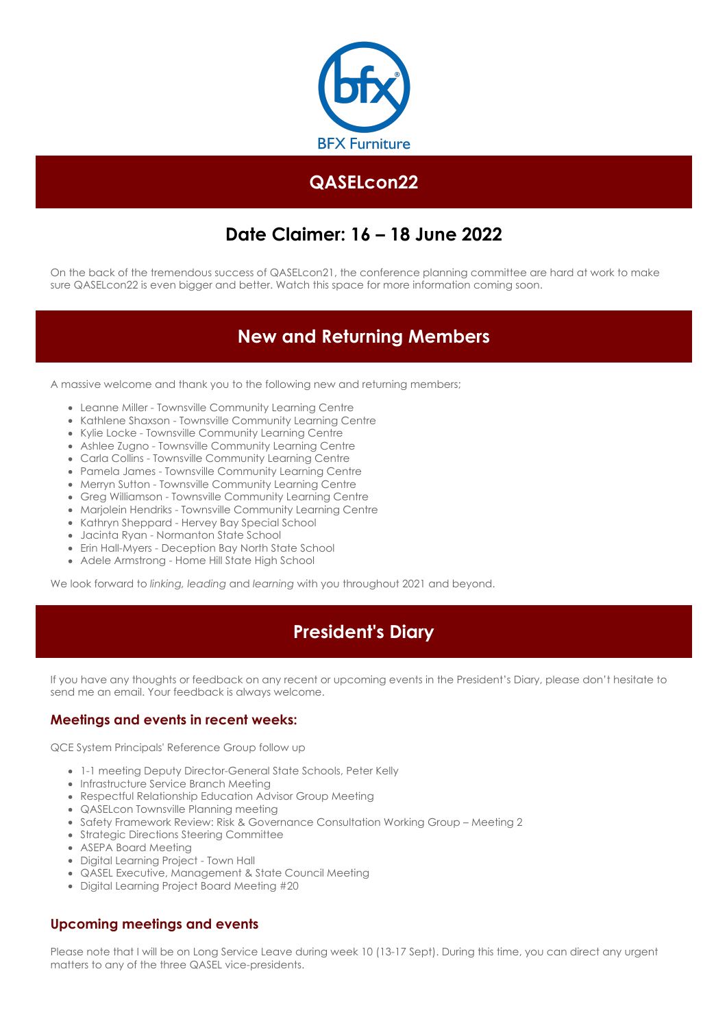BFX Furniture

## QASELcon22

## Date Claimer: 16 – 18 June 2022

On the back of the tremendous success of QASELcon21, the conference planning committee are hard at work to make sure QASELcon22 is even bigger and better. Watch this space for more information coming soon.

## New and Returning Members

A massive welcome and thank you to the following new and returning members;

- Leanne Miller - Townsville Community Learning Centre
- Kathlene Shaxson - Townsville Community Learning Centre
- Kylie Locke - Townsville Community Learning Centre
- Ashlee Zugno - Townsville Community Learning Centre
- Carla Collins - Townsville Community Learning Centre
- Pamela James - Townsville Community Learning Centre
- Merryn Sutton - Townsville Community Learning Centre
- Greg Williamson - Townsville Community Learning Centre
- Marjolein Hendriks - Townsville Community Learning Centre
- Kathryn Sheppard - Hervey Bay Special School
- Jacinta Ryan - Normanton State School
- Erin Hall-Myers - Deception Bay North State School
- Adele Armstrong - Home Hill State High School

We look forward to *linking, leading* and *learning* with you throughout 2021 and beyond.

## President's Diary

If you have any thoughts or feedback on any recent or upcoming events in the President's Diary, please don't hesitate to send me an email. Your feedback is always welcome.

### Meetings and events in recent weeks:

QCE System Principals' Reference Group follow up

- 1-1 meeting Deputy Director-General State Schools, Peter Kelly
- Infrastructure Service Branch Meeting
- Respectful Relationship Education Advisor Group Meeting
- QASELcon Townsville Planning meeting
- Safety Framework Review: Risk & Governance Consultation Working Group – Meeting 2
- Strategic Directions Steering Committee
- ASEPA Board Meeting
- Digital Learning Project - Town Hall
- QASEL Executive, Management & State Council Meeting
- Digital Learning Project Board Meeting #20

### Upcoming meetings and events

Please note that I will be on Long Service Leave during week 10 (13-17 Sept). During this time, you can direct any urgent matters to any of the three QASEL vice-presidents.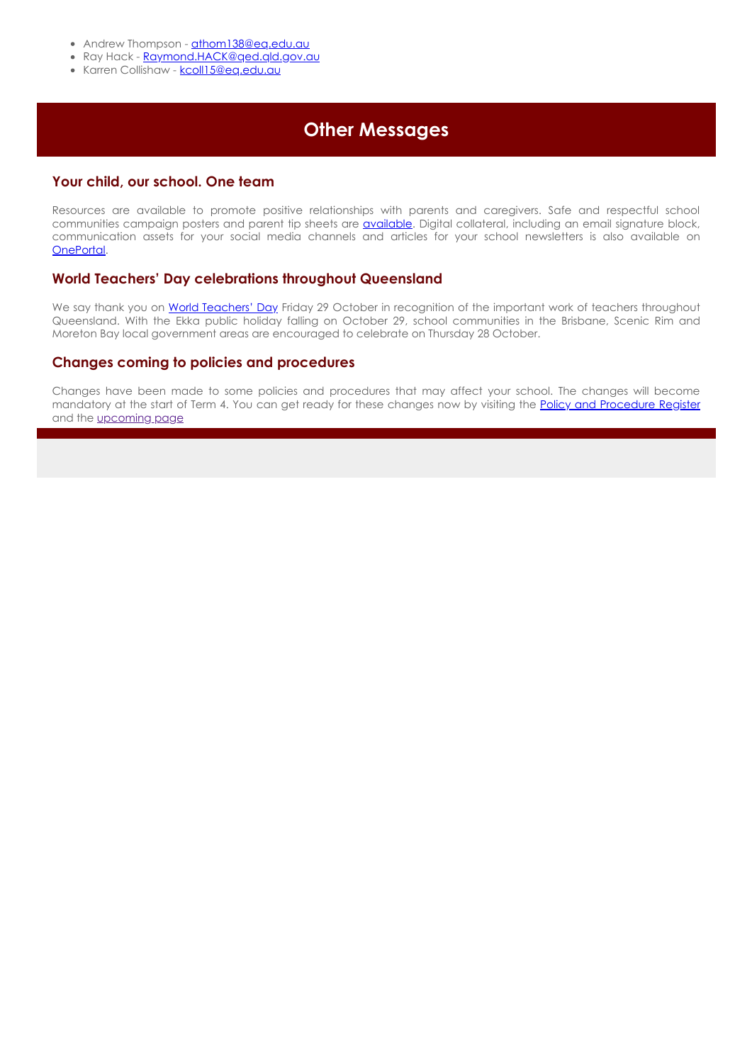- Andrew Thompson - athom138@eq.edu.au
- Ray Hack - Raymond.HACK@qed.qld.gov.au
- Karren Collishaw - kcoll15@eq.edu.au

## Other Messages

### Your child, our school. One team

Resources are available to promote positive relationships with parents and caregivers. Safe and respectful school communities campaign posters and parent tip sheets are available. Digital collateral, including an email signature block, communication assets for your social media channels and articles for your school newsletters is also available on OnePortal.

### World Teachers' Day celebrations throughout Queensland

We say thank you on World Teachers' Day Friday 29 October in recognition of the important work of teachers throughout Queensland. With the Ekka public holiday falling on October 29, school communities in the Brisbane, Scenic Rim and Moreton Bay local government areas are encouraged to celebrate on Thursday 28 October.

### Changes coming to policies and procedures

Changes have been made to some policies and procedures that may affect your school. The changes will become mandatory at the start of Term 4. You can get ready for these changes now by visiting the Policy and Procedure Register and the upcoming page